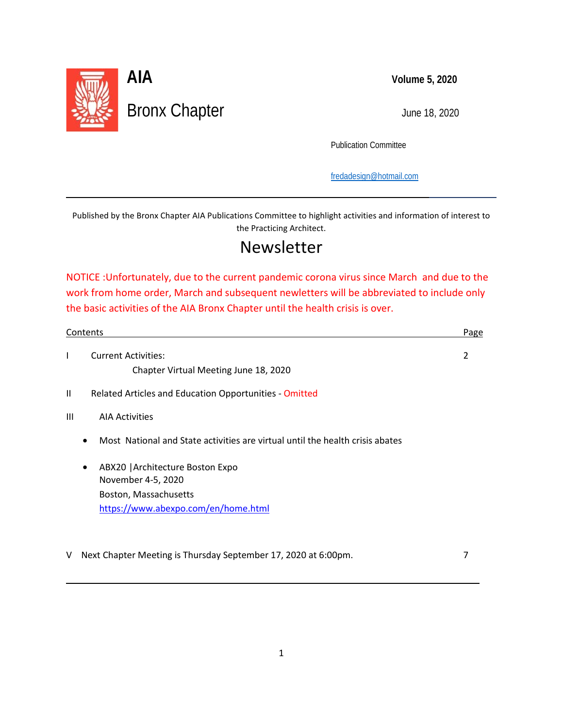# AIA

## Bronx Chapter

**Volume 5, 2020**

June 18, 2020

Publication Committee

fredadesign@hotmail.com

---

Published by the Bronx Chapter AIA Publications Committee to highlight activities and information of interest to the Practicing Architect.

# Newsletter

NOTICE :Unfortunately, due to the current pandemic corona virus since March and due to the work from home order, March and subsequent newsletters will be abbreviated to include only the basic activities of the AIA Bronx Chapter until the health crisis is over.

| Contents | | Page |
|---|---|---|
| I | Current Activities:<br>Chapter Virtual Meeting June 18, 2020 | 2 |
| II | Related Articles and Education Opportunities - Omitted | |
| III | AIA Activities | |

- Most National and State activities are virtual until the health crisis abates
- ABX20 |Architecture Boston Expo
  November 4-5, 2020
  Boston, Massachusetts
  https://www.abexpo.com/en/home.html

| | | |
|---|---|---|
| V | Next Chapter Meeting is Thursday September 17, 2020 at 6:00pm. | 7 |

---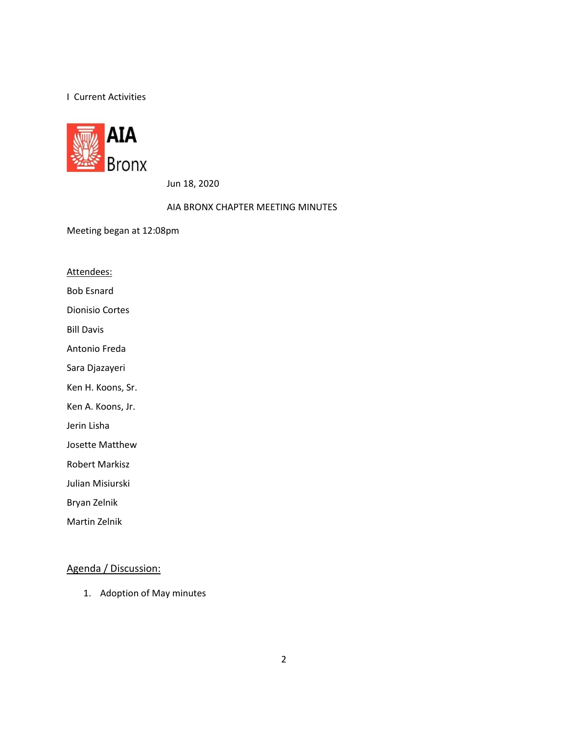I Current Activities

AIA Bronx

Jun 18, 2020

AIA BRONX CHAPTER MEETING MINUTES

Meeting began at 12:08pm

Attendees:

Bob Esnard

Dionisio Cortes

Bill Davis

Antonio Freda

Sara Djazayeri

Ken H. Koons, Sr.

Ken A. Koons, Jr.

Jerin Lisha

Josette Matthew

Robert Markisz

Julian Misiurski

Bryan Zelnik

Martin Zelnik

## Agenda / Discussion:

1. Adoption of May minutes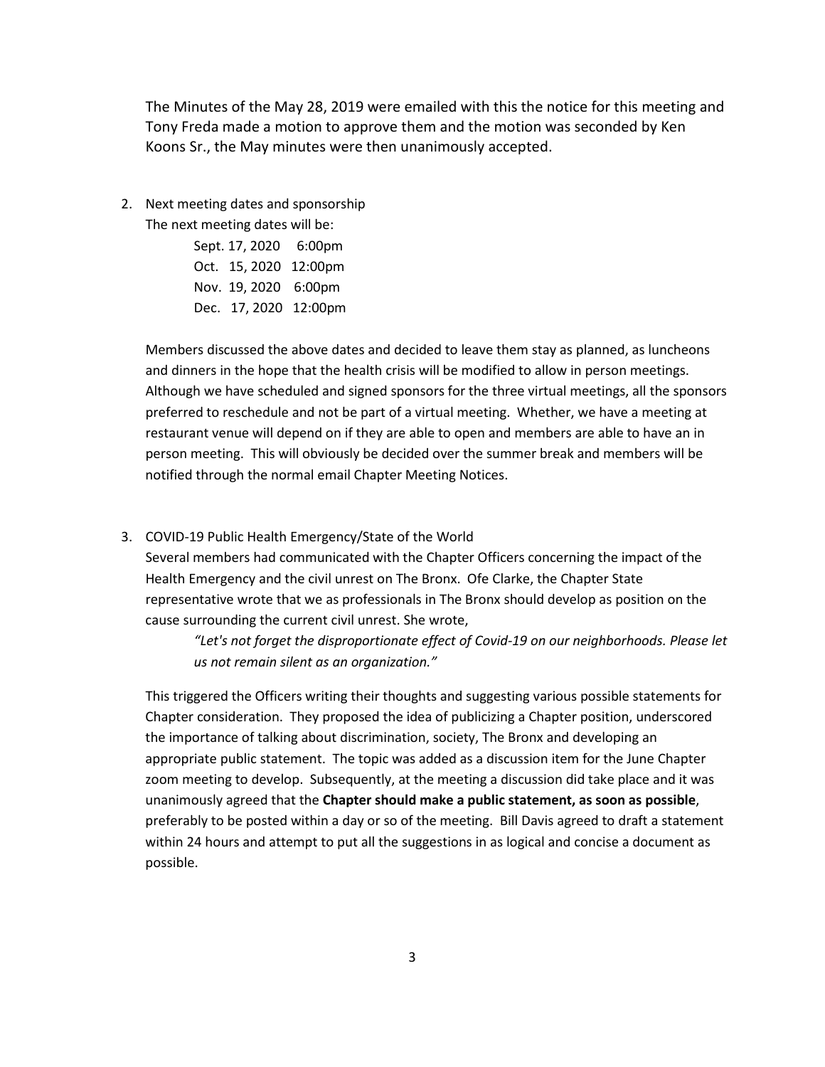The Minutes of the May 28, 2019 were emailed with this the notice for this meeting and Tony Freda made a motion to approve them and the motion was seconded by Ken Koons Sr., the May minutes were then unanimously accepted.

2. Next meeting dates and sponsorship

   The next meeting dates will be:

   Sept. 17, 2020 6:00pm
   Oct. 15, 2020 12:00pm
   Nov. 19, 2020 6:00pm
   Dec. 17, 2020 12:00pm

   Members discussed the above dates and decided to leave them stay as planned, as luncheons and dinners in the hope that the health crisis will be modified to allow in person meetings. Although we have scheduled and signed sponsors for the three virtual meetings, all the sponsors preferred to reschedule and not be part of a virtual meeting. Whether, we have a meeting at restaurant venue will depend on if they are able to open and members are able to have an in person meeting. This will obviously be decided over the summer break and members will be notified through the normal email Chapter Meeting Notices.

3. COVID-19 Public Health Emergency/State of the World

   Several members had communicated with the Chapter Officers concerning the impact of the Health Emergency and the civil unrest on The Bronx. Ofe Clarke, the Chapter State representative wrote that we as professionals in The Bronx should develop as position on the cause surrounding the current civil unrest. She wrote,

   > *"Let's not forget the disproportionate effect of Covid-19 on our neighborhoods. Please let us not remain silent as an organization."*

   This triggered the Officers writing their thoughts and suggesting various possible statements for Chapter consideration. They proposed the idea of publicizing a Chapter position, underscored the importance of talking about discrimination, society, The Bronx and developing an appropriate public statement. The topic was added as a discussion item for the June Chapter zoom meeting to develop. Subsequently, at the meeting a discussion did take place and it was unanimously agreed that the **Chapter should make a public statement, as soon as possible**, preferably to be posted within a day or so of the meeting. Bill Davis agreed to draft a statement within 24 hours and attempt to put all the suggestions in as logical and concise a document as possible.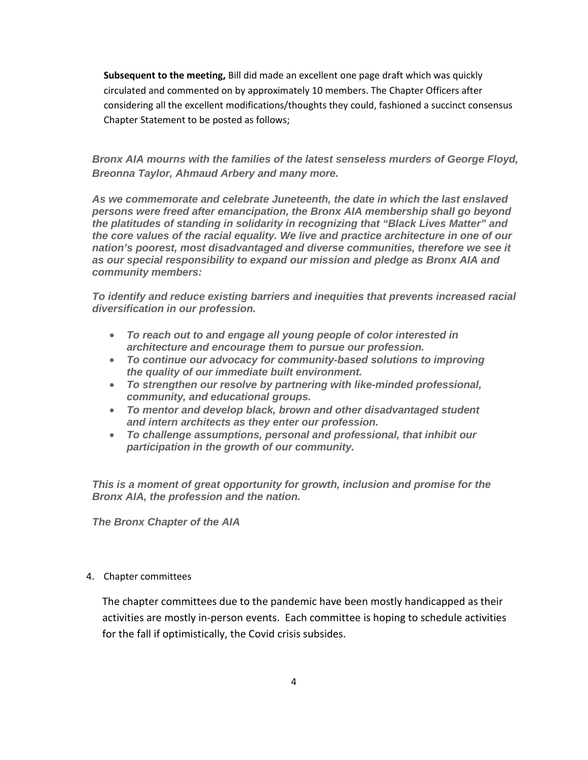**Subsequent to the meeting,** Bill did made an excellent one page draft which was quickly circulated and commented on by approximately 10 members. The Chapter Officers after considering all the excellent modifications/thoughts they could, fashioned a succinct consensus Chapter Statement to be posted as follows;

***Bronx AIA mourns with the families of the latest senseless murders of George Floyd, Breonna Taylor, Ahmaud Arbery and many more.***

***As we commemorate and celebrate Juneteenth, the date in which the last enslaved persons were freed after emancipation, the Bronx AIA membership shall go beyond the platitudes of standing in solidarity in recognizing that "Black Lives Matter" and the core values of the racial equality. We live and practice architecture in one of our nation's poorest, most disadvantaged and diverse communities, therefore we see it as our special responsibility to expand our mission and pledge as Bronx AIA and community members:***

***To identify and reduce existing barriers and inequities that prevents increased racial diversification in our profession.***

- ***To reach out to and engage all young people of color interested in architecture and encourage them to pursue our profession.***
- ***To continue our advocacy for community-based solutions to improving the quality of our immediate built environment.***
- ***To strengthen our resolve by partnering with like-minded professional, community, and educational groups.***
- ***To mentor and develop black, brown and other disadvantaged student and intern architects as they enter our profession.***
- ***To challenge assumptions, personal and professional, that inhibit our participation in the growth of our community.***

***This is a moment of great opportunity for growth, inclusion and promise for the Bronx AIA, the profession and the nation.***

***The Bronx Chapter of the AIA***

4. Chapter committees

The chapter committees due to the pandemic have been mostly handicapped as their activities are mostly in-person events. Each committee is hoping to schedule activities for the fall if optimistically, the Covid crisis subsides.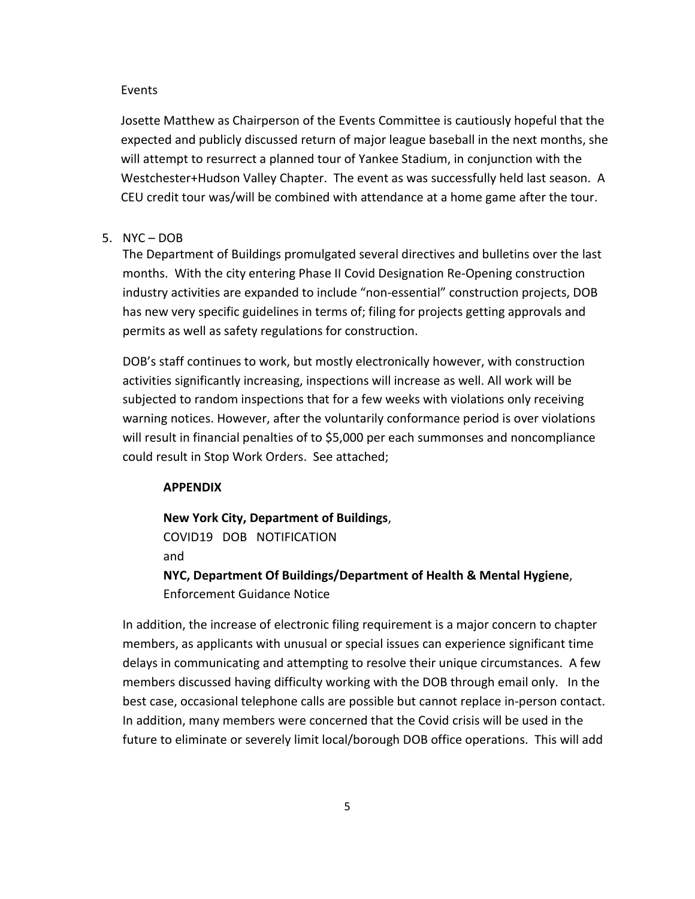Events

Josette Matthew as Chairperson of the Events Committee is cautiously hopeful that the expected and publicly discussed return of major league baseball in the next months, she will attempt to resurrect a planned tour of Yankee Stadium, in conjunction with the Westchester+Hudson Valley Chapter. The event as was successfully held last season. A CEU credit tour was/will be combined with attendance at a home game after the tour.

5. NYC – DOB

   The Department of Buildings promulgated several directives and bulletins over the last months. With the city entering Phase II Covid Designation Re-Opening construction industry activities are expanded to include "non-essential" construction projects, DOB has new very specific guidelines in terms of; filing for projects getting approvals and permits as well as safety regulations for construction.

   DOB's staff continues to work, but mostly electronically however, with construction activities significantly increasing, inspections will increase as well. All work will be subjected to random inspections that for a few weeks with violations only receiving warning notices. However, after the voluntarily conformance period is over violations will result in financial penalties of to $5,000 per each summonses and noncompliance could result in Stop Work Orders. See attached;

   **APPENDIX**

   **New York City, Department of Buildings**,
   COVID19 DOB NOTIFICATION
   and
   **NYC, Department Of Buildings/Department of Health & Mental Hygiene**,
   Enforcement Guidance Notice

   In addition, the increase of electronic filing requirement is a major concern to chapter members, as applicants with unusual or special issues can experience significant time delays in communicating and attempting to resolve their unique circumstances. A few members discussed having difficulty working with the DOB through email only. In the best case, occasional telephone calls are possible but cannot replace in-person contact. In addition, many members were concerned that the Covid crisis will be used in the future to eliminate or severely limit local/borough DOB office operations. This will add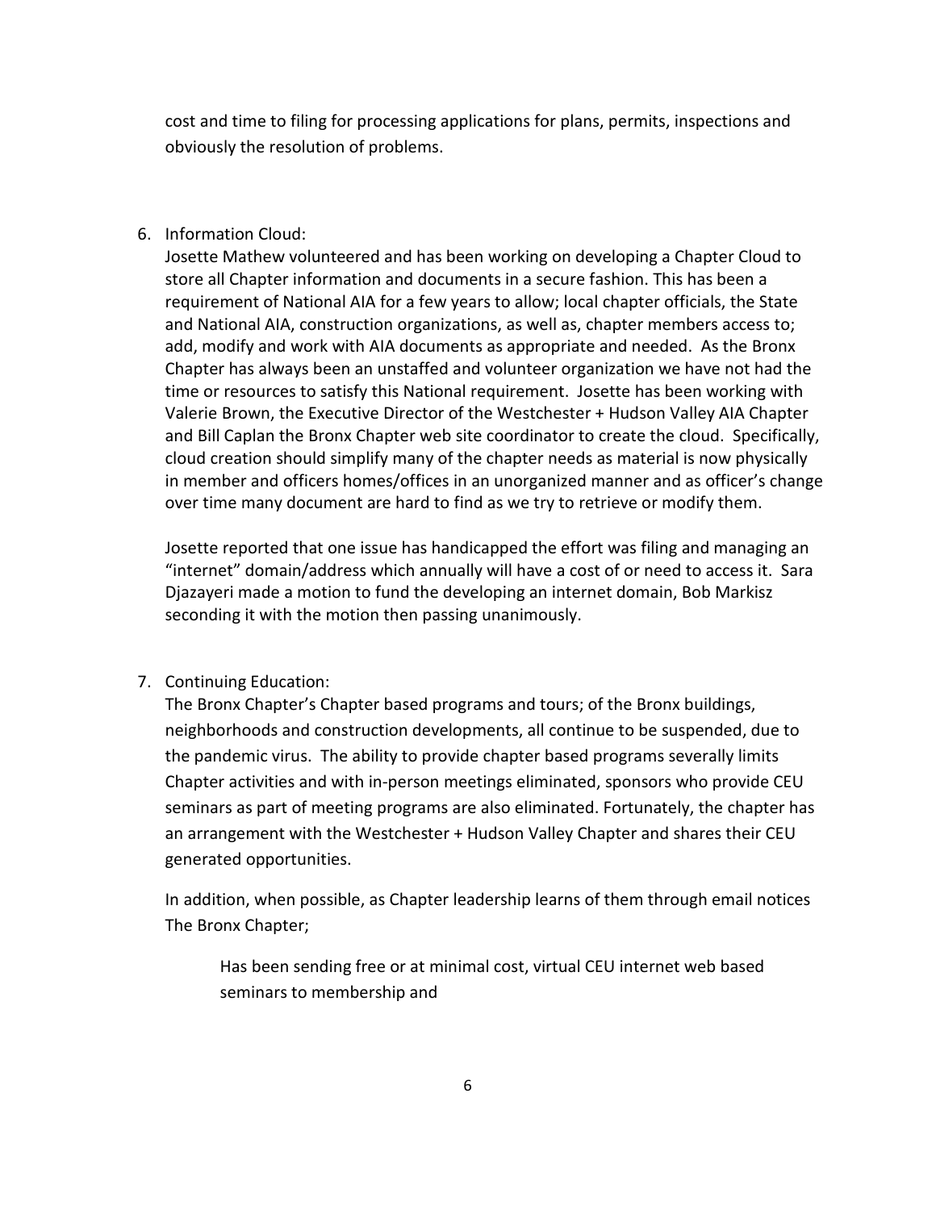cost and time to filing for processing applications for plans, permits, inspections and obviously the resolution of problems.

6. Information Cloud:

   Josette Mathew volunteered and has been working on developing a Chapter Cloud to store all Chapter information and documents in a secure fashion. This has been a requirement of National AIA for a few years to allow; local chapter officials, the State and National AIA, construction organizations, as well as, chapter members access to; add, modify and work with AIA documents as appropriate and needed. As the Bronx Chapter has always been an unstaffed and volunteer organization we have not had the time or resources to satisfy this National requirement. Josette has been working with Valerie Brown, the Executive Director of the Westchester + Hudson Valley AIA Chapter and Bill Caplan the Bronx Chapter web site coordinator to create the cloud. Specifically, cloud creation should simplify many of the chapter needs as material is now physically in member and officers homes/offices in an unorganized manner and as officer's change over time many document are hard to find as we try to retrieve or modify them.

   Josette reported that one issue has handicapped the effort was filing and managing an "internet" domain/address which annually will have a cost of or need to access it. Sara Djazayeri made a motion to fund the developing an internet domain, Bob Markisz seconding it with the motion then passing unanimously.

7. Continuing Education:

   The Bronx Chapter's Chapter based programs and tours; of the Bronx buildings, neighborhoods and construction developments, all continue to be suspended, due to the pandemic virus. The ability to provide chapter based programs severally limits Chapter activities and with in-person meetings eliminated, sponsors who provide CEU seminars as part of meeting programs are also eliminated. Fortunately, the chapter has an arrangement with the Westchester + Hudson Valley Chapter and shares their CEU generated opportunities.

   In addition, when possible, as Chapter leadership learns of them through email notices The Bronx Chapter;

   > Has been sending free or at minimal cost, virtual CEU internet web based seminars to membership and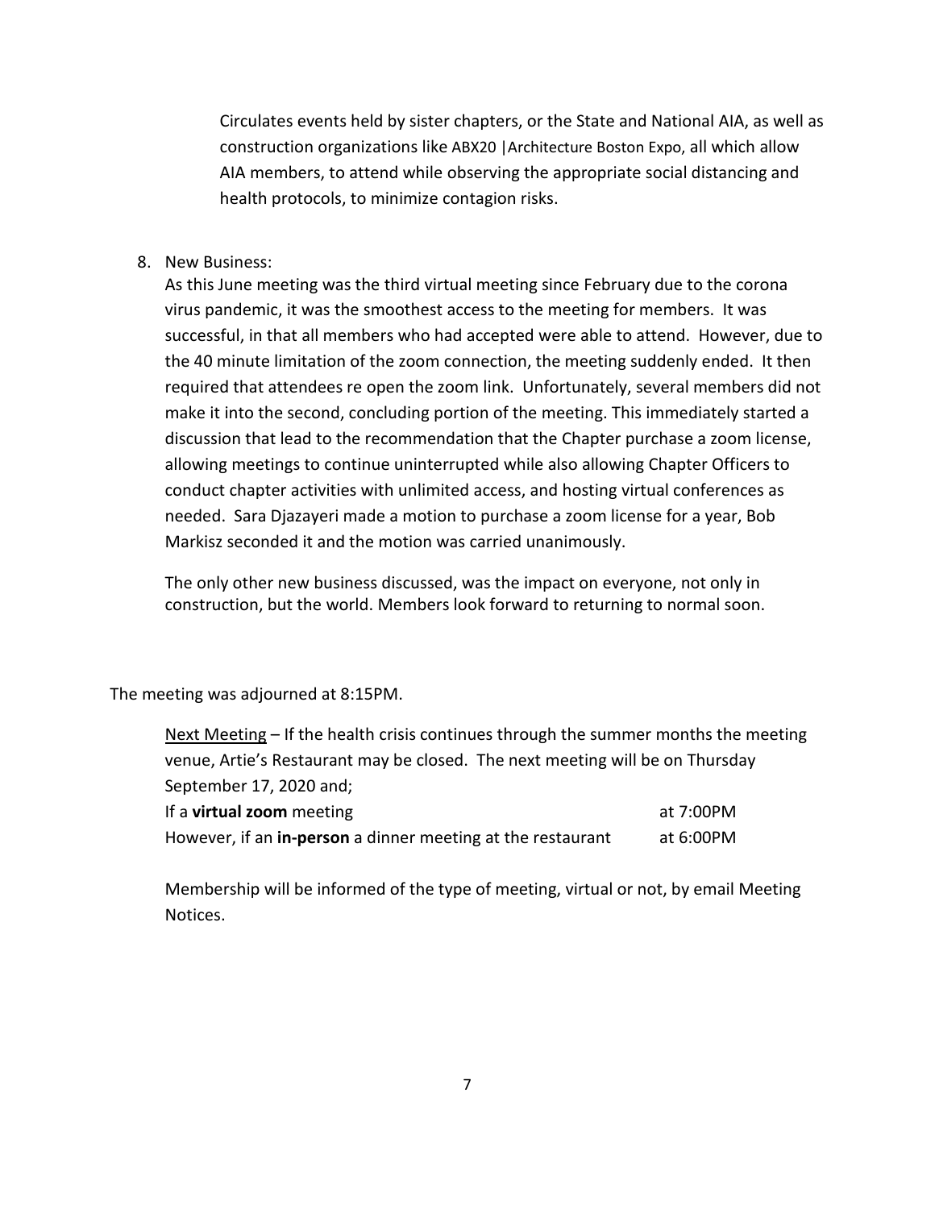Circulates events held by sister chapters, or the State and National AIA, as well as construction organizations like ABX20 |Architecture Boston Expo, all which allow AIA members, to attend while observing the appropriate social distancing and health protocols, to minimize contagion risks.

8. New Business:
   As this June meeting was the third virtual meeting since February due to the corona virus pandemic, it was the smoothest access to the meeting for members. It was successful, in that all members who had accepted were able to attend. However, due to the 40 minute limitation of the zoom connection, the meeting suddenly ended. It then required that attendees re open the zoom link. Unfortunately, several members did not make it into the second, concluding portion of the meeting. This immediately started a discussion that lead to the recommendation that the Chapter purchase a zoom license, allowing meetings to continue uninterrupted while also allowing Chapter Officers to conduct chapter activities with unlimited access, and hosting virtual conferences as needed. Sara Djazayeri made a motion to purchase a zoom license for a year, Bob Markisz seconded it and the motion was carried unanimously.

   The only other new business discussed, was the impact on everyone, not only in construction, but the world. Members look forward to returning to normal soon.

The meeting was adjourned at 8:15PM.

Next Meeting – If the health crisis continues through the summer months the meeting venue, Artie's Restaurant may be closed. The next meeting will be on Thursday September 17, 2020 and;

| | |
|---|---|
| If a **virtual zoom** meeting | at 7:00PM |
| However, if an **in-person** a dinner meeting at the restaurant | at 6:00PM |

Membership will be informed of the type of meeting, virtual or not, by email Meeting Notices.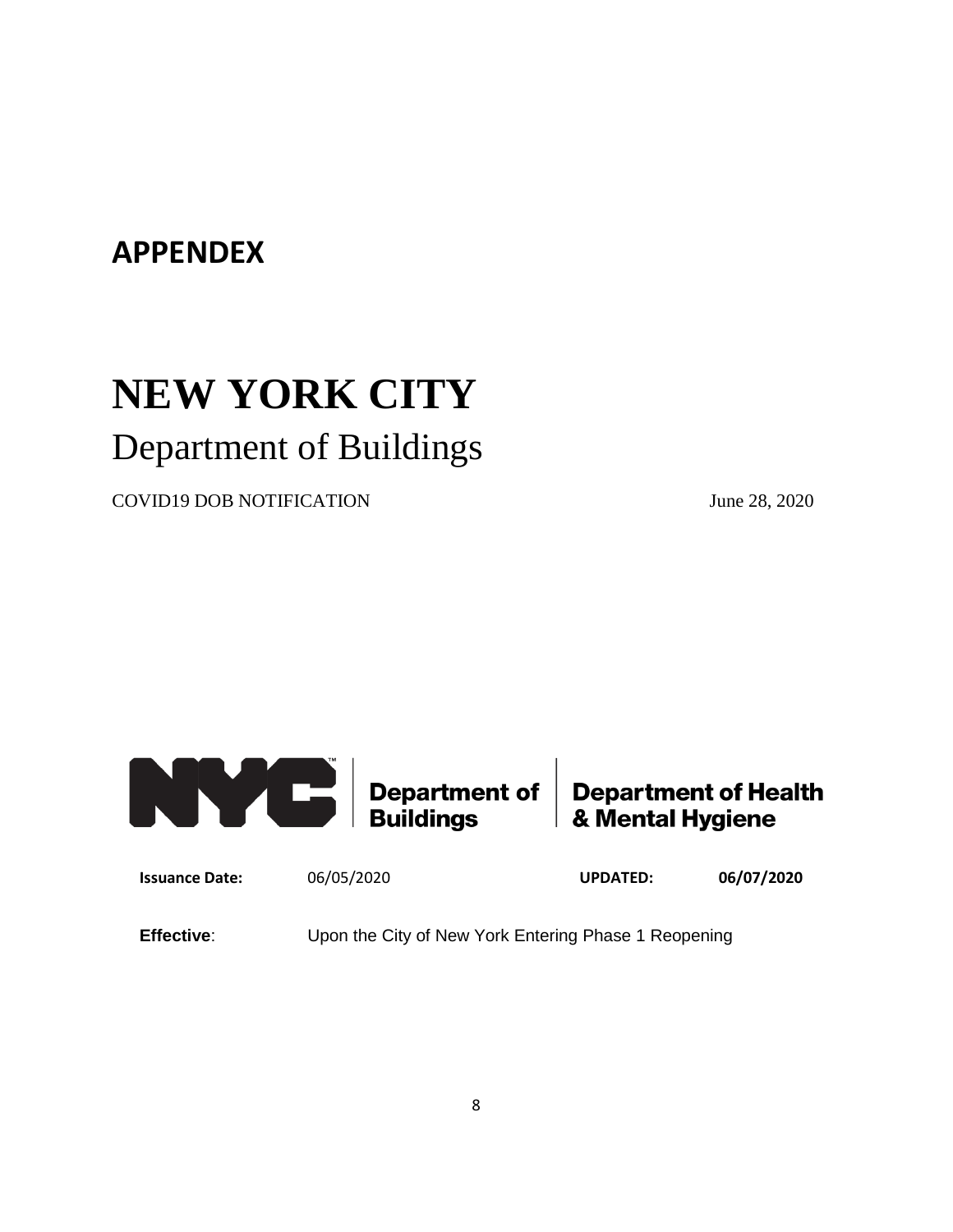## APPENDEX

# NEW YORK CITY

Department of Buildings

COVID19 DOB NOTIFICATION June 28, 2020

Department of Buildings | Department of Health & Mental Hygiene

| **Issuance Date:** | 06/05/2020 | **UPDATED:** | **06/07/2020** |
|---|---|---|---|

**Effective**: Upon the City of New York Entering Phase 1 Reopening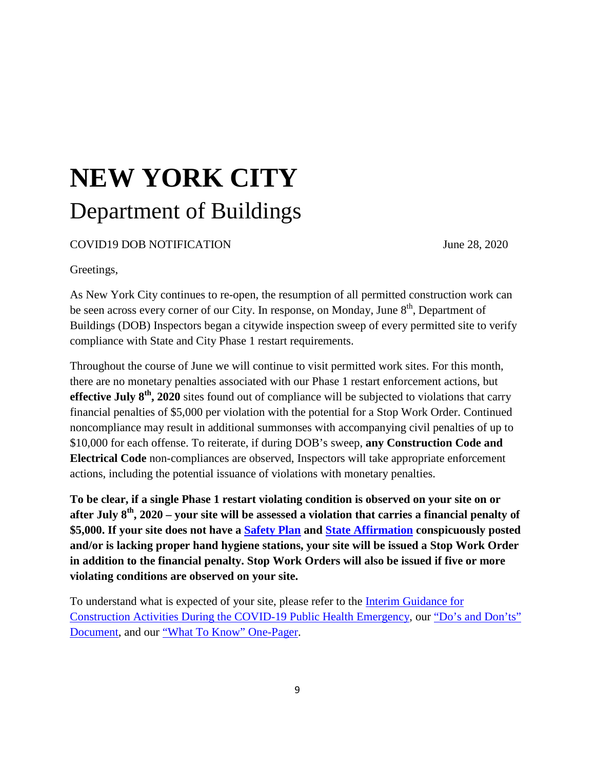# NEW YORK CITY
## Department of Buildings

COVID19 DOB NOTIFICATION June 28, 2020

Greetings,

As New York City continues to re-open, the resumption of all permitted construction work can be seen across every corner of our City. In response, on Monday, June 8th, Department of Buildings (DOB) Inspectors began a citywide inspection sweep of every permitted site to verify compliance with State and City Phase 1 restart requirements.

Throughout the course of June we will continue to visit permitted work sites. For this month, there are no monetary penalties associated with our Phase 1 restart enforcement actions, but **effective July 8th, 2020** sites found out of compliance will be subjected to violations that carry financial penalties of $5,000 per violation with the potential for a Stop Work Order. Continued noncompliance may result in additional summonses with accompanying civil penalties of up to $10,000 for each offense. To reiterate, if during DOB's sweep, **any Construction Code and Electrical Code** non-compliances are observed, Inspectors will take appropriate enforcement actions, including the potential issuance of violations with monetary penalties.

**To be clear, if a single Phase 1 restart violating condition is observed on your site on or after July 8th, 2020 – your site will be assessed a violation that carries a financial penalty of $5,000. If your site does not have a Safety Plan and State Affirmation conspicuously posted and/or is lacking proper hand hygiene stations, your site will be issued a Stop Work Order in addition to the financial penalty. Stop Work Orders will also be issued if five or more violating conditions are observed on your site.**

To understand what is expected of your site, please refer to the Interim Guidance for Construction Activities During the COVID-19 Public Health Emergency, our "Do's and Don'ts" Document, and our "What To Know" One-Pager.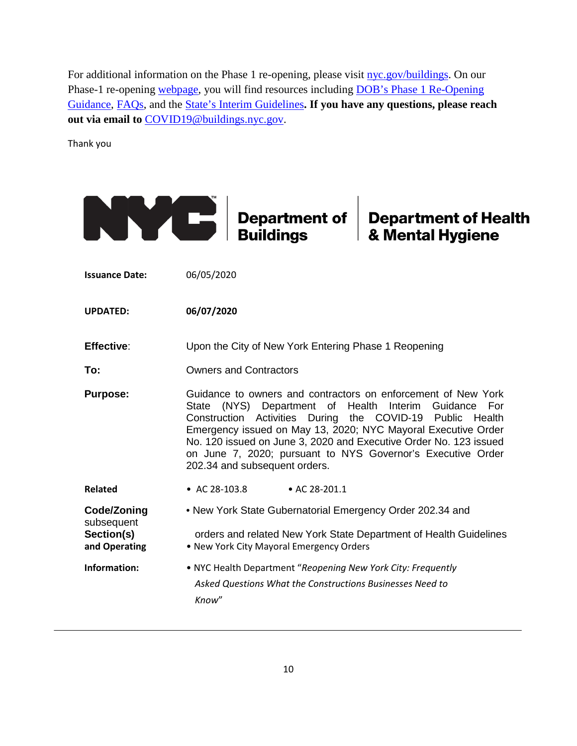For additional information on the Phase 1 re-opening, please visit [nyc.gov/buildings](nyc.gov/buildings). On our Phase-1 re-opening [webpage](webpage), you will find resources including [DOB's Phase 1 Re-Opening Guidance](), [FAQs](), and the [State's Interim Guidelines](). **If you have any questions, please reach out via email to** [COVID19@buildings.nyc.gov](mailto:COVID19@buildings.nyc.gov).

Thank you

**NYC Department of Buildings | Department of Health & Mental Hygiene**

| | |
|---|---|
| **Issuance Date:** | 06/05/2020 |
| **UPDATED:** | **06/07/2020** |
| **Effective:** | Upon the City of New York Entering Phase 1 Reopening |
| **To:** | Owners and Contractors |
| **Purpose:** | Guidance to owners and contractors on enforcement of New York State (NYS) Department of Health Interim Guidance For Construction Activities During the COVID-19 Public Health Emergency issued on May 13, 2020; NYC Mayoral Executive Order No. 120 issued on June 3, 2020 and Executive Order No. 123 issued on June 7, 2020; pursuant to NYS Governor's Executive Order 202.34 and subsequent orders. |
| **Related Code/Zoning Section(s) and Operating Information:** | • AC 28-103.8 • AC 28-201.1<br>• New York State Gubernatorial Emergency Order 202.34 and subsequent orders and related New York State Department of Health Guidelines<br>• New York City Mayoral Emergency Orders<br>• NYC Health Department "*Reopening New York City: Frequently Asked Questions What the Constructions Businesses Need to Know*" |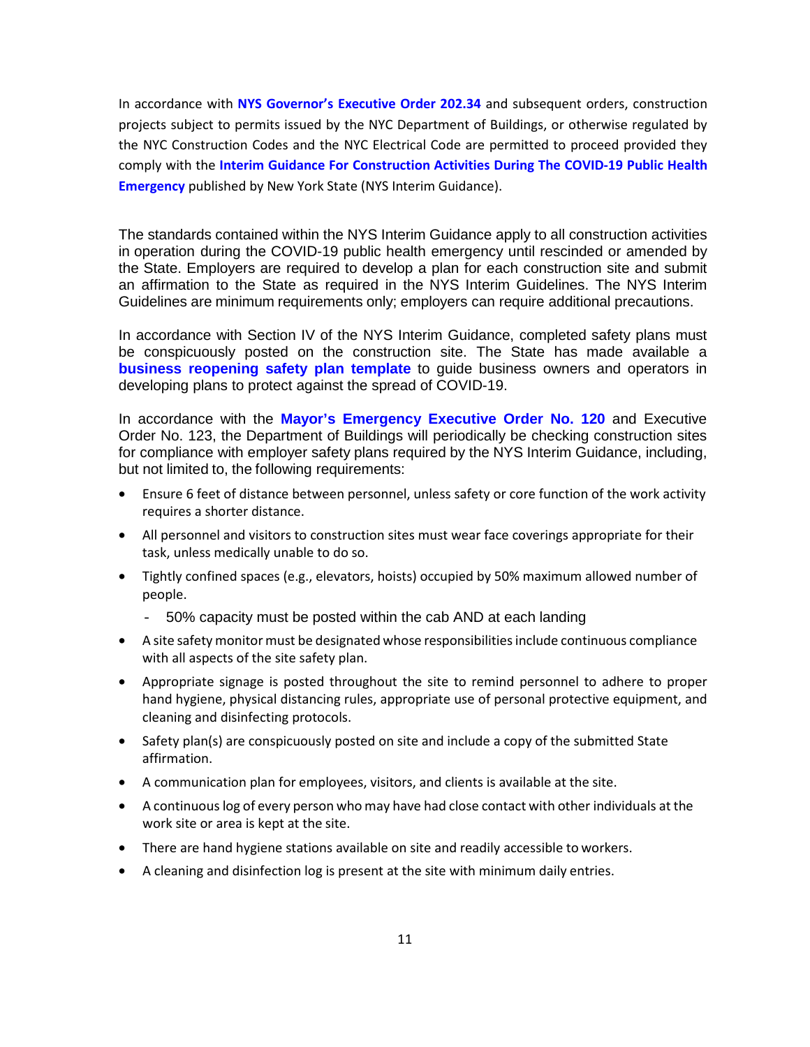In accordance with **NYS Governor's Executive Order 202.34** and subsequent orders, construction projects subject to permits issued by the NYC Department of Buildings, or otherwise regulated by the NYC Construction Codes and the NYC Electrical Code are permitted to proceed provided they comply with the **Interim Guidance For Construction Activities During The COVID-19 Public Health Emergency** published by New York State (NYS Interim Guidance).

The standards contained within the NYS Interim Guidance apply to all construction activities in operation during the COVID-19 public health emergency until rescinded or amended by the State. Employers are required to develop a plan for each construction site and submit an affirmation to the State as required in the NYS Interim Guidelines. The NYS Interim Guidelines are minimum requirements only; employers can require additional precautions.

In accordance with Section IV of the NYS Interim Guidance, completed safety plans must be conspicuously posted on the construction site. The State has made available a **business reopening safety plan template** to guide business owners and operators in developing plans to protect against the spread of COVID-19.

In accordance with the **Mayor's Emergency Executive Order No. 120** and Executive Order No. 123, the Department of Buildings will periodically be checking construction sites for compliance with employer safety plans required by the NYS Interim Guidance, including, but not limited to, the following requirements:

- Ensure 6 feet of distance between personnel, unless safety or core function of the work activity requires a shorter distance.
- All personnel and visitors to construction sites must wear face coverings appropriate for their task, unless medically unable to do so.
- Tightly confined spaces (e.g., elevators, hoists) occupied by 50% maximum allowed number of people.
  - 50% capacity must be posted within the cab AND at each landing
- A site safety monitor must be designated whose responsibilities include continuous compliance with all aspects of the site safety plan.
- Appropriate signage is posted throughout the site to remind personnel to adhere to proper hand hygiene, physical distancing rules, appropriate use of personal protective equipment, and cleaning and disinfecting protocols.
- Safety plan(s) are conspicuously posted on site and include a copy of the submitted State affirmation.
- A communication plan for employees, visitors, and clients is available at the site.
- A continuous log of every person who may have had close contact with other individuals at the work site or area is kept at the site.
- There are hand hygiene stations available on site and readily accessible to workers.
- A cleaning and disinfection log is present at the site with minimum daily entries.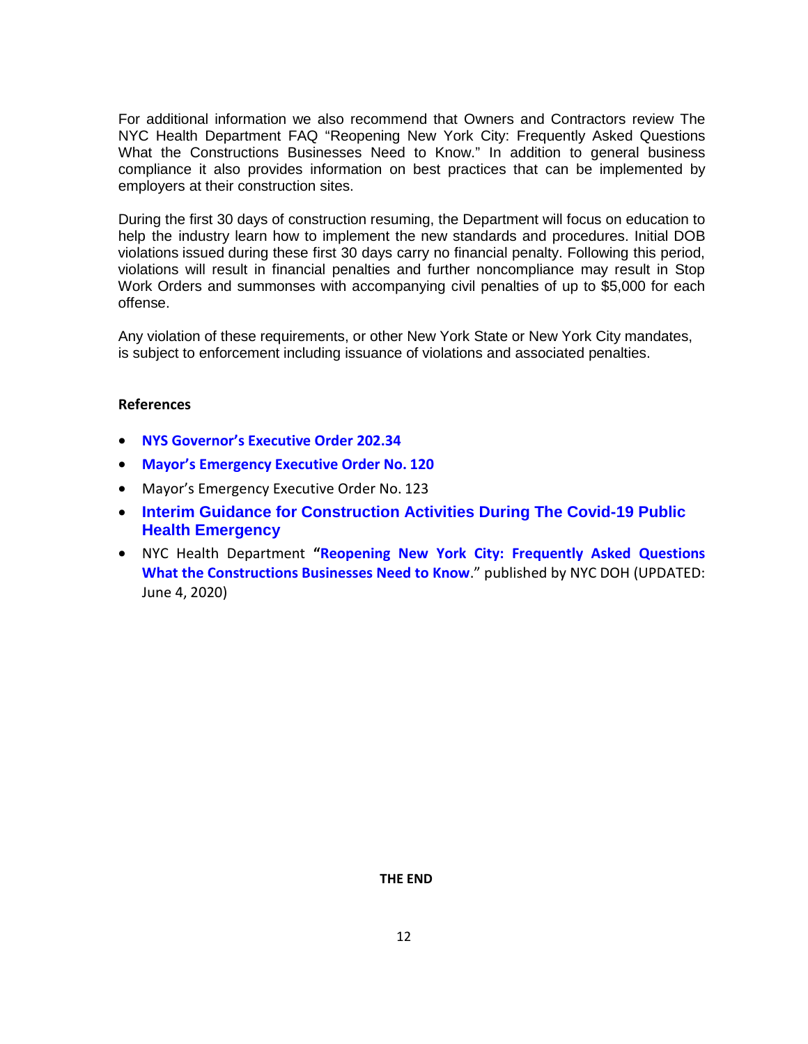For additional information we also recommend that Owners and Contractors review The NYC Health Department FAQ "Reopening New York City: Frequently Asked Questions What the Constructions Businesses Need to Know." In addition to general business compliance it also provides information on best practices that can be implemented by employers at their construction sites.

During the first 30 days of construction resuming, the Department will focus on education to help the industry learn how to implement the new standards and procedures. Initial DOB violations issued during these first 30 days carry no financial penalty. Following this period, violations will result in financial penalties and further noncompliance may result in Stop Work Orders and summonses with accompanying civil penalties of up to $5,000 for each offense.

Any violation of these requirements, or other New York State or New York City mandates, is subject to enforcement including issuance of violations and associated penalties.

**References**

- **NYS Governor's Executive Order 202.34**
- **Mayor's Emergency Executive Order No. 120**
- Mayor's Emergency Executive Order No. 123
- **Interim Guidance for Construction Activities During The Covid-19 Public Health Emergency**
- NYC Health Department **"Reopening New York City: Frequently Asked Questions What the Constructions Businesses Need to Know**." published by NYC DOH (UPDATED: June 4, 2020)

**THE END**